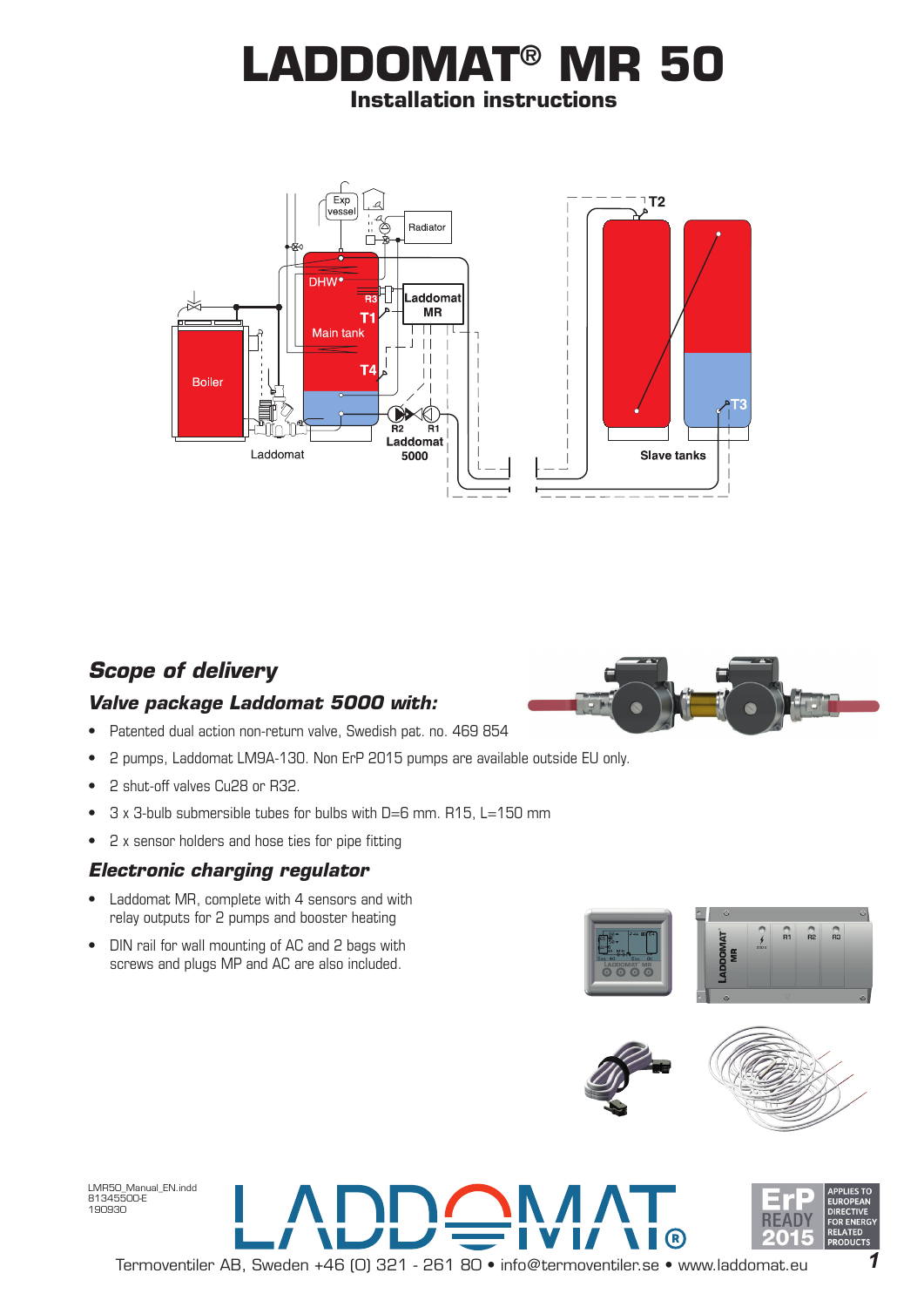# LADDOMAT® MR 50

## Installation instructions

## Scope of delivery

### Valve package Laddomat 5000 with:

- Patented dual action non-return valve, Swedish pat. no. 469 854
- 2 pumps, Laddomat LM9A-130. Non ErP 2015 pumps are available outside EU only.
- 2 shut-off valves Cu28 or R32.
- 3 x 3-bulb submersible tubes for bulbs with D=6 mm. R15, L=150 mm
- 2 x sensor holders and hose ties for pipe fitting

### Electronic charging regulator

- Laddomat MR, complete with 4 sensors and with relay outputs for 2 pumps and booster heating
- DIN rail for wall mounting of AC and 2 bags with screws and plugs MP and AC are also included.

LMR50_Manual_EN.indd
81345500-E
190930

Termoventiler AB, Sweden +46 (0) 321 - 261 80 • info@termoventiler.se • www.laddomat.eu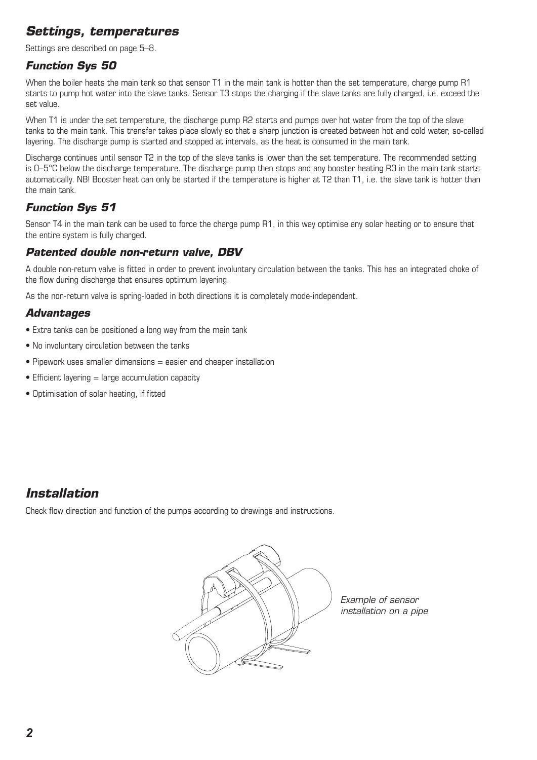## *Settings, temperatures*

Settings are described on page 5–8.

### *Function Sys 50*

When the boiler heats the main tank so that sensor T1 in the main tank is hotter than the set temperature, charge pump R1 starts to pump hot water into the slave tanks. Sensor T3 stops the charging if the slave tanks are fully charged, i.e. exceed the set value.

When T1 is under the set temperature, the discharge pump R2 starts and pumps over hot water from the top of the slave tanks to the main tank. This transfer takes place slowly so that a sharp junction is created between hot and cold water, so-called layering. The discharge pump is started and stopped at intervals, as the heat is consumed in the main tank.

Discharge continues until sensor T2 in the top of the slave tanks is lower than the set temperature. The recommended setting is 0–5°C below the discharge temperature. The discharge pump then stops and any booster heating R3 in the main tank starts automatically. NB! Booster heat can only be started if the temperature is higher at T2 than T1, i.e. the slave tank is hotter than the main tank.

### *Function Sys 51*

Sensor T4 in the main tank can be used to force the charge pump R1, in this way optimise any solar heating or to ensure that the entire system is fully charged.

### *Patented double non-return valve, DBV*

A double non-return valve is fitted in order to prevent involuntary circulation between the tanks. This has an integrated choke of the flow during discharge that ensures optimum layering.

As the non-return valve is spring-loaded in both directions it is completely mode-independent.

### *Advantages*

- Extra tanks can be positioned a long way from the main tank
- No involuntary circulation between the tanks
- Pipework uses smaller dimensions = easier and cheaper installation
- Efficient layering = large accumulation capacity
- Optimisation of solar heating, if fitted

## *Installation*

Check flow direction and function of the pumps according to drawings and instructions.

*Example of sensor installation on a pipe*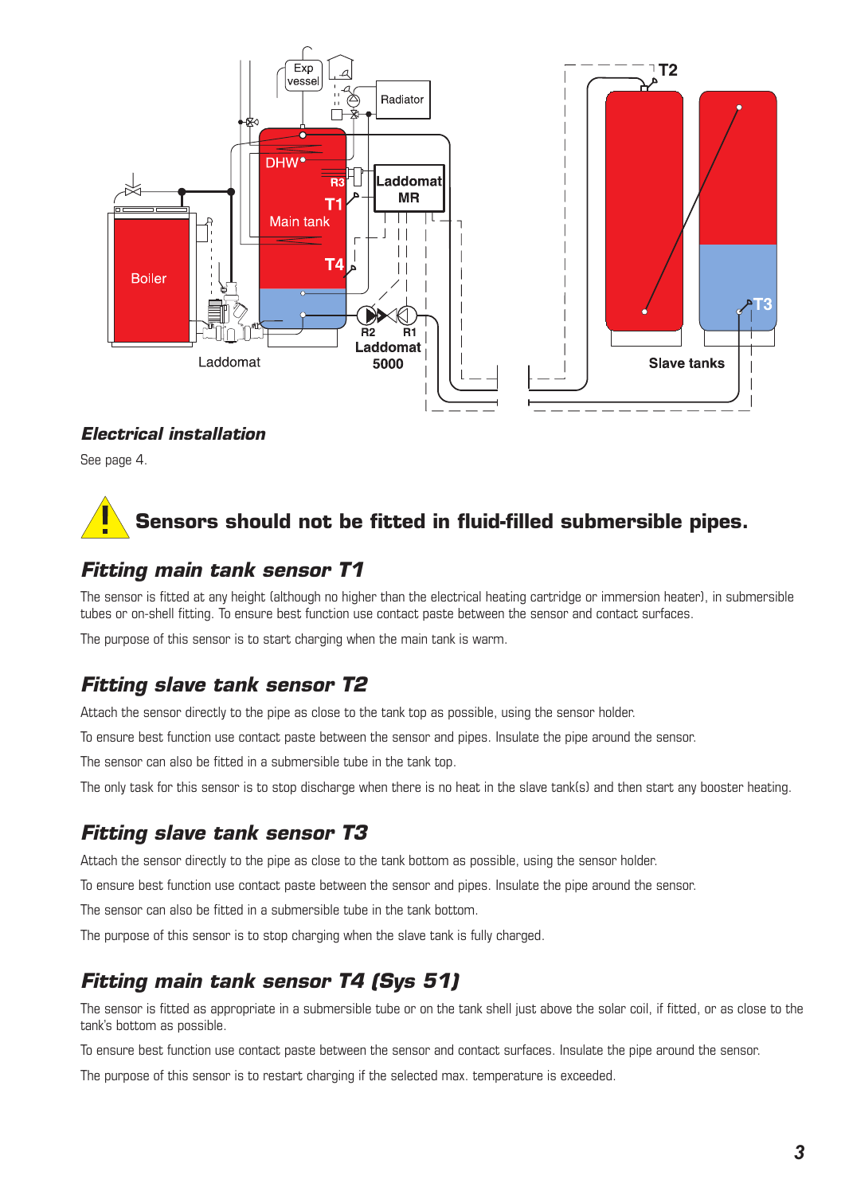## *Electrical installation*

See page 4.

**Sensors should not be fitted in fluid-filled submersible pipes.**

## *Fitting main tank sensor T1*

The sensor is fitted at any height (although no higher than the electrical heating cartridge or immersion heater), in submersible tubes or on-shell fitting. To ensure best function use contact paste between the sensor and contact surfaces.

The purpose of this sensor is to start charging when the main tank is warm.

## *Fitting slave tank sensor T2*

Attach the sensor directly to the pipe as close to the tank top as possible, using the sensor holder.

To ensure best function use contact paste between the sensor and pipes. Insulate the pipe around the sensor.

The sensor can also be fitted in a submersible tube in the tank top.

The only task for this sensor is to stop discharge when there is no heat in the slave tank(s) and then start any booster heating.

## *Fitting slave tank sensor T3*

Attach the sensor directly to the pipe as close to the tank bottom as possible, using the sensor holder.

To ensure best function use contact paste between the sensor and pipes. Insulate the pipe around the sensor.

The sensor can also be fitted in a submersible tube in the tank bottom.

The purpose of this sensor is to stop charging when the slave tank is fully charged.

## *Fitting main tank sensor T4 (Sys 51)*

The sensor is fitted as appropriate in a submersible tube or on the tank shell just above the solar coil, if fitted, or as close to the tank's bottom as possible.

To ensure best function use contact paste between the sensor and contact surfaces. Insulate the pipe around the sensor.

The purpose of this sensor is to restart charging if the selected max. temperature is exceeded.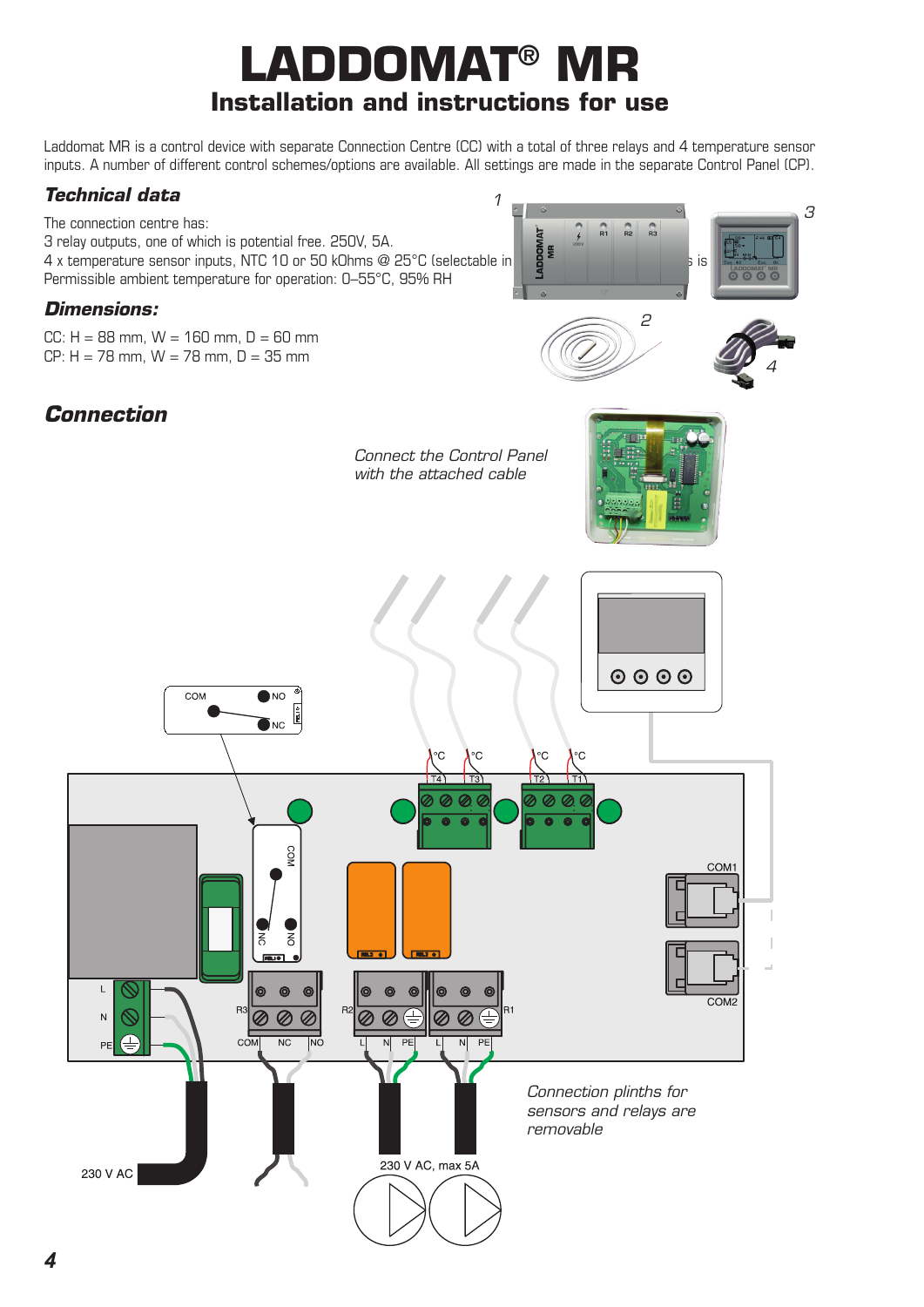# LADDOMAT® MR

## Installation and instructions for use

Laddomat MR is a control device with separate Connection Centre (CC) with a total of three relays and 4 temperature sensor inputs. A number of different control schemes/options are available. All settings are made in the separate Control Panel (CP).

### Technical data

The connection centre has:
3 relay outputs, one of which is potential free. 250V, 5A.
4 x temperature sensor inputs, NTC 10 or 50 kOhms @ 25°C (selectable in ... is
Permissible ambient temperature for operation: 0–55°C, 95% RH

### Dimensions:

CC: H = 88 mm, W = 160 mm, D = 60 mm
CP: H = 78 mm, W = 78 mm, D = 35 mm

## Connection

*Connect the Control Panel with the attached cable*

*Connection plinths for sensors and relays are removable*

230 V AC

230 V AC, max 5A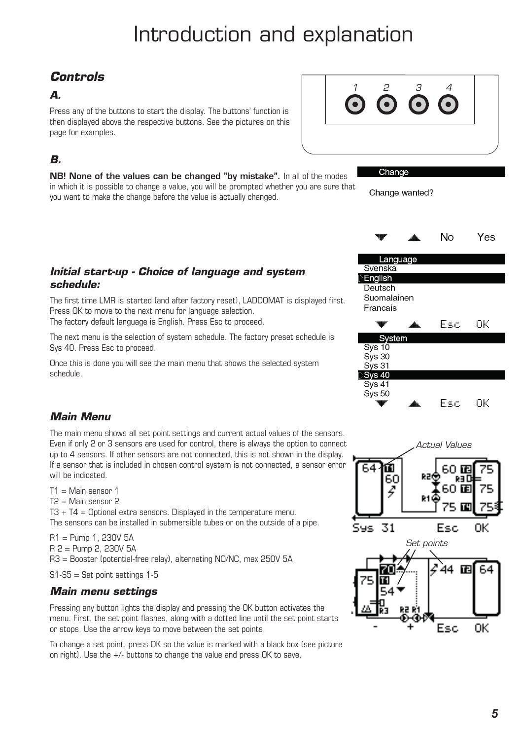# Introduction and explanation

## *Controls*

### *A.*

Press any of the buttons to start the display. The buttons' function is then displayed above the respective buttons. See the pictures on this page for examples.

1 2 3 4

### *B.*

**NB! None of the values can be changed "by mistake".** In all of the modes in which it is possible to change a value, you will be prompted whether you are sure that you want to make the change before the value is actually changed.

Change

Change wanted?

No Yes

### *Initial start-up - Choice of language and system schedule:*

The first time LMR is started (and after factory reset), LADDOMAT is displayed first. Press OK to move to the next menu for language selection.
The factory default language is English. Press Esc to proceed.

The next menu is the selection of system schedule. The factory preset schedule is Sys 40. Press Esc to proceed.

Once this is done you will see the main menu that shows the selected system schedule.

Language
Svenska
English
Deutsch
Suomalainen
Francais
Esc OK

System
Sys 10
Sys 30
Sys 31
Sys 40
Sys 41
Sys 50
Esc OK

### *Main Menu*

The main menu shows all set point settings and current actual values of the sensors. Even if only 2 or 3 sensors are used for control, there is always the option to connect up to 4 sensors. If other sensors are not connected, this is not shown in the display. If a sensor that is included in chosen control system is not connected, a sensor error will be indicated.

T1 = Main sensor 1
T2 = Main sensor 2
T3 + T4 = Optional extra sensors. Displayed in the temperature menu.
The sensors can be installed in submersible tubes or on the outside of a pipe.

R1 = Pump 1, 230V 5A
R 2 = Pump 2, 230V 5A
R3 = Booster (potential-free relay), alternating NO/NC, max 250V 5A

S1-S5 = Set point settings 1-5

*Actual Values*

*Set points*

### *Main menu settings*

Pressing any button lights the display and pressing the OK button activates the menu. First, the set point flashes, along with a dotted line until the set point starts or stops. Use the arrow keys to move between the set points.

To change a set point, press OK so the value is marked with a black box (see picture on right). Use the +/- buttons to change the value and press OK to save.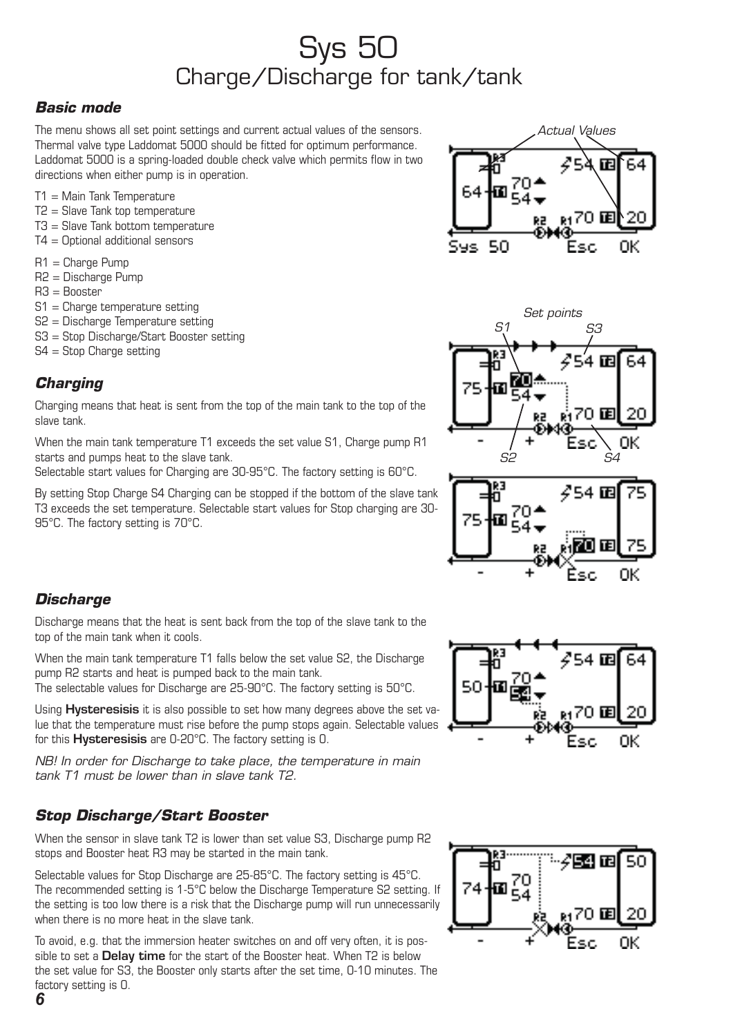# Sys 50
## Charge/Discharge for tank/tank

### Basic mode

The menu shows all set point settings and current actual values of the sensors. Thermal valve type Laddomat 5000 should be fitted for optimum performance. Laddomat 5000 is a spring-loaded double check valve which permits flow in two directions when either pump is in operation.

T1 = Main Tank Temperature
T2 = Slave Tank top temperature
T3 = Slave Tank bottom temperature
T4 = Optional additional sensors

R1 = Charge Pump
R2 = Discharge Pump
R3 = Booster
S1 = Charge temperature setting
S2 = Discharge Temperature setting
S3 = Stop Discharge/Start Booster setting
S4 = Stop Charge setting

### Charging

Charging means that heat is sent from the top of the main tank to the top of the slave tank.

When the main tank temperature T1 exceeds the set value S1, Charge pump R1 starts and pumps heat to the slave tank.
Selectable start values for Charging are 30-95°C. The factory setting is 60°C.

By setting Stop Charge S4 Charging can be stopped if the bottom of the slave tank T3 exceeds the set temperature. Selectable start values for Stop charging are 30-95°C. The factory setting is 70°C.

### Discharge

Discharge means that the heat is sent back from the top of the slave tank to the top of the main tank when it cools.

When the main tank temperature T1 falls below the set value S2, the Discharge pump R2 starts and heat is pumped back to the main tank.
The selectable values for Discharge are 25-90°C. The factory setting is 50°C.

Using **Hysteresisis** it is also possible to set how many degrees above the set value that the temperature must rise before the pump stops again. Selectable values for this **Hysteresisis** are 0-20°C. The factory setting is 0.

*NB! In order for Discharge to take place, the temperature in main tank T1 must be lower than in slave tank T2.*

### Stop Discharge/Start Booster

When the sensor in slave tank T2 is lower than set value S3, Discharge pump R2 stops and Booster heat R3 may be started in the main tank.

Selectable values for Stop Discharge are 25-85°C. The factory setting is 45°C. The recommended setting is 1-5°C below the Discharge Temperature S2 setting. If the setting is too low there is a risk that the Discharge pump will run unnecessarily when there is no more heat in the slave tank.

To avoid, e.g. that the immersion heater switches on and off very often, it is possible to set a **Delay time** for the start of the Booster heat. When T2 is below the set value for S3, the Booster only starts after the set time, 0-10 minutes. The factory setting is 0.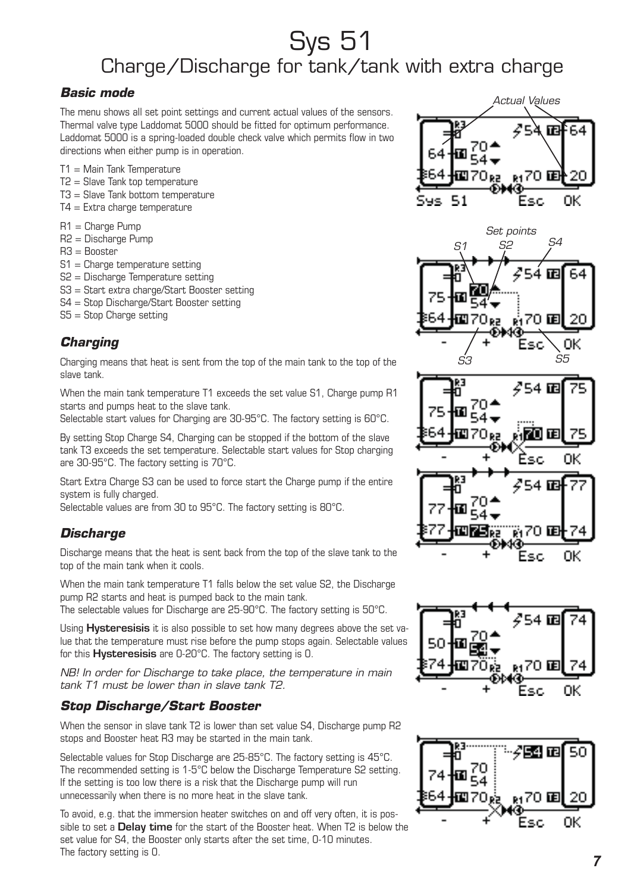# Sys 51

## Charge/Discharge for tank/tank with extra charge

### *Basic mode*

The menu shows all set point settings and current actual values of the sensors. Thermal valve type Laddomat 5000 should be fitted for optimum performance. Laddomat 5000 is a spring-loaded double check valve which permits flow in two directions when either pump is in operation.

T1 = Main Tank Temperature
T2 = Slave Tank top temperature
T3 = Slave Tank bottom temperature
T4 = Extra charge temperature

R1 = Charge Pump
R2 = Discharge Pump
R3 = Booster
S1 = Charge temperature setting
S2 = Discharge Temperature setting
S3 = Start extra charge/Start Booster setting
S4 = Stop Discharge/Start Booster setting
S5 = Stop Charge setting

### *Charging*

Charging means that heat is sent from the top of the main tank to the top of the slave tank.

When the main tank temperature T1 exceeds the set value S1, Charge pump R1 starts and pumps heat to the slave tank.
Selectable start values for Charging are 30-95°C. The factory setting is 60°C.

By setting Stop Charge S4, Charging can be stopped if the bottom of the slave tank T3 exceeds the set temperature. Selectable start values for Stop charging are 30-95°C. The factory setting is 70°C.

Start Extra Charge S3 can be used to force start the Charge pump if the entire system is fully charged.
Selectable values are from 30 to 95°C. The factory setting is 80°C.

### *Discharge*

Discharge means that the heat is sent back from the top of the slave tank to the top of the main tank when it cools.

When the main tank temperature T1 falls below the set value S2, the Discharge pump R2 starts and heat is pumped back to the main tank.
The selectable values for Discharge are 25-90°C. The factory setting is 50°C.

Using **Hysteresisis** it is also possible to set how many degrees above the set value that the temperature must rise before the pump stops again. Selectable values for this **Hysteresisis** are 0-20°C. The factory setting is 0.

*NB! In order for Discharge to take place, the temperature in main tank T1 must be lower than in slave tank T2.*

### *Stop Discharge/Start Booster*

When the sensor in slave tank T2 is lower than set value S4, Discharge pump R2 stops and Booster heat R3 may be started in the main tank.

Selectable values for Stop Discharge are 25-85°C. The factory setting is 45°C. The recommended setting is 1-5°C below the Discharge Temperature S2 setting. If the setting is too low there is a risk that the Discharge pump will run unnecessarily when there is no more heat in the slave tank.

To avoid, e.g. that the immersion heater switches on and off very often, it is possible to set a **Delay time** for the start of the Booster heat. When T2 is below the set value for S4, the Booster only starts after the set time, 0-10 minutes.
The factory setting is 0.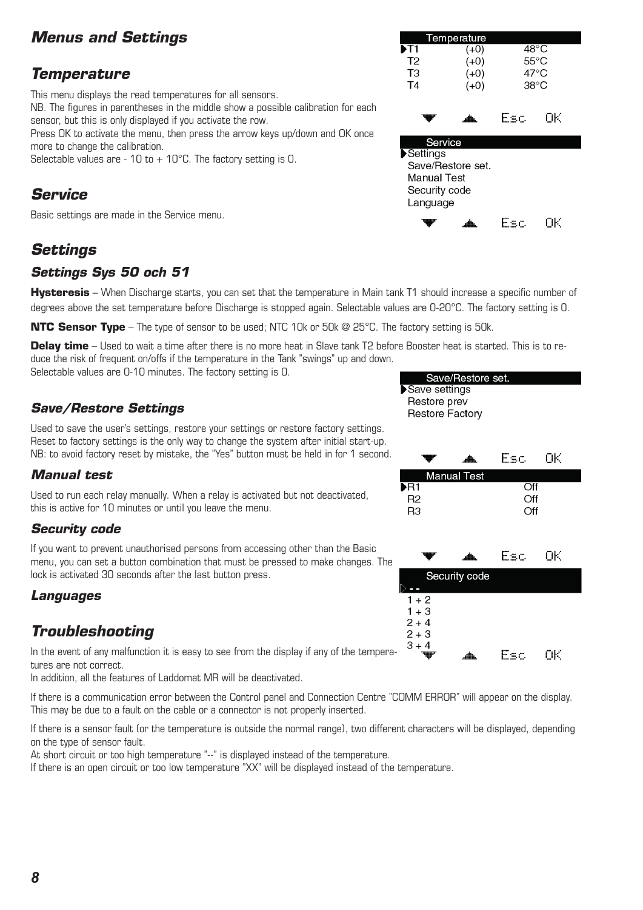# Menus and Settings

## Temperature

This menu displays the read temperatures for all sensors.
NB. The figures in parentheses in the middle show a possible calibration for each sensor, but this is only displayed if you activate the row.
Press OK to activate the menu, then press the arrow keys up/down and OK once more to change the calibration.
Selectable values are - 10 to + 10°C. The factory setting is 0.

Temperature

| | | |
|---|---|---|
| T1 | (+0) | 48°C |
| T2 | (+0) | 55°C |
| T3 | (+0) | 47°C |
| T4 | (+0) | 38°C |

Esc OK

## Service

Basic settings are made in the Service menu.

Service
- Settings
- Save/Restore set.
- Manual Test
- Security code
- Language

Esc OK

## Settings

### Settings Sys 50 och 51

**Hysteresis** – When Discharge starts, you can set that the temperature in Main tank T1 should increase a specific number of degrees above the set temperature before Discharge is stopped again. Selectable values are 0-20°C. The factory setting is 0.

**NTC Sensor Type** – The type of sensor to be used; NTC 10k or 50k @ 25°C. The factory setting is 50k.

**Delay time** – Used to wait a time after there is no more heat in Slave tank T2 before Booster heat is started. This is to reduce the risk of frequent on/offs if the temperature in the Tank "swings" up and down.
Selectable values are 0-10 minutes. The factory setting is 0.

### Save/Restore Settings

Used to save the user's settings, restore your settings or restore factory settings.
Reset to factory settings is the only way to change the system after initial start-up.
NB: to avoid factory reset by mistake, the "Yes" button must be held in for 1 second.

Save/Restore set.
- Save settings
- Restore prev
- Restore Factory

Esc OK

### Manual test

Used to run each relay manually. When a relay is activated but not deactivated, this is active for 10 minutes or until you leave the menu.

Manual Test

| | |
|---|---|
| R1 | Off |
| R2 | Off |
| R3 | Off |

Esc OK

### Security code

If you want to prevent unauthorised persons from accessing other than the Basic menu, you can set a button combination that must be pressed to make changes. The lock is activated 30 seconds after the last button press.

Security code
- - -
- 1 + 2
- 1 + 3
- 2 + 4
- 2 + 3
- 3 + 4

Esc OK

### Languages

## Troubleshooting

In the event of any malfunction it is easy to see from the display if any of the temperatures are not correct.
In addition, all the features of Laddomat MR will be deactivated.

If there is a communication error between the Control panel and Connection Centre "COMM ERROR" will appear on the display. This may be due to a fault on the cable or a connector is not properly inserted.

If there is a sensor fault (or the temperature is outside the normal range), two different characters will be displayed, depending on the type of sensor fault.
At short circuit or too high temperature "--" is displayed instead of the temperature.
If there is an open circuit or too low temperature "XX" will be displayed instead of the temperature.